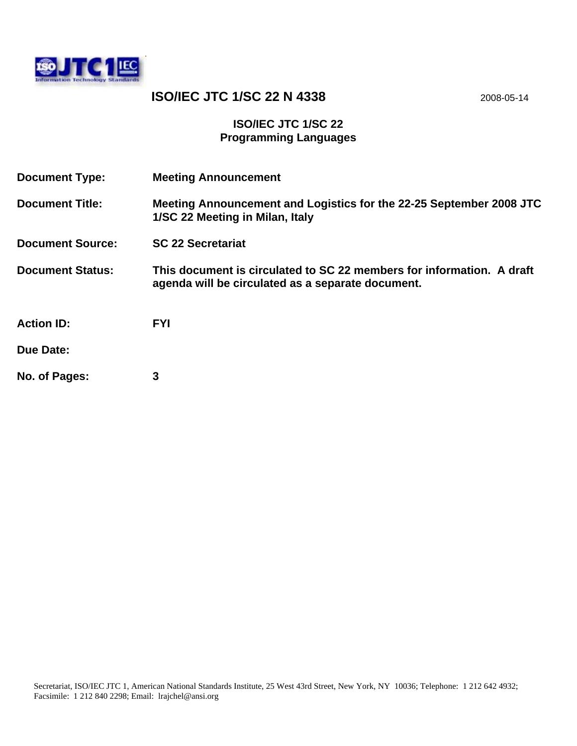# ISO/IEC JTC 1/SC 22 N 4338

2008-05-14

**ISO/IEC JTC 1/SC 22**
**Programming Languages**

| | |
|---|---|
| **Document Type:** | **Meeting Announcement** |
| **Document Title:** | **Meeting Announcement and Logistics for the 22-25 September 2008 JTC 1/SC 22 Meeting in Milan, Italy** |
| **Document Source:** | **SC 22 Secretariat** |
| **Document Status:** | **This document is circulated to SC 22 members for information. A draft agenda will be circulated as a separate document.** |
| **Action ID:** | **FYI** |
| **Due Date:** | |
| **No. of Pages:** | **3** |

Secretariat, ISO/IEC JTC 1, American National Standards Institute, 25 West 43rd Street, New York, NY 10036; Telephone: 1 212 642 4932; Facsimile: 1 212 840 2298; Email: lrajchel@ansi.org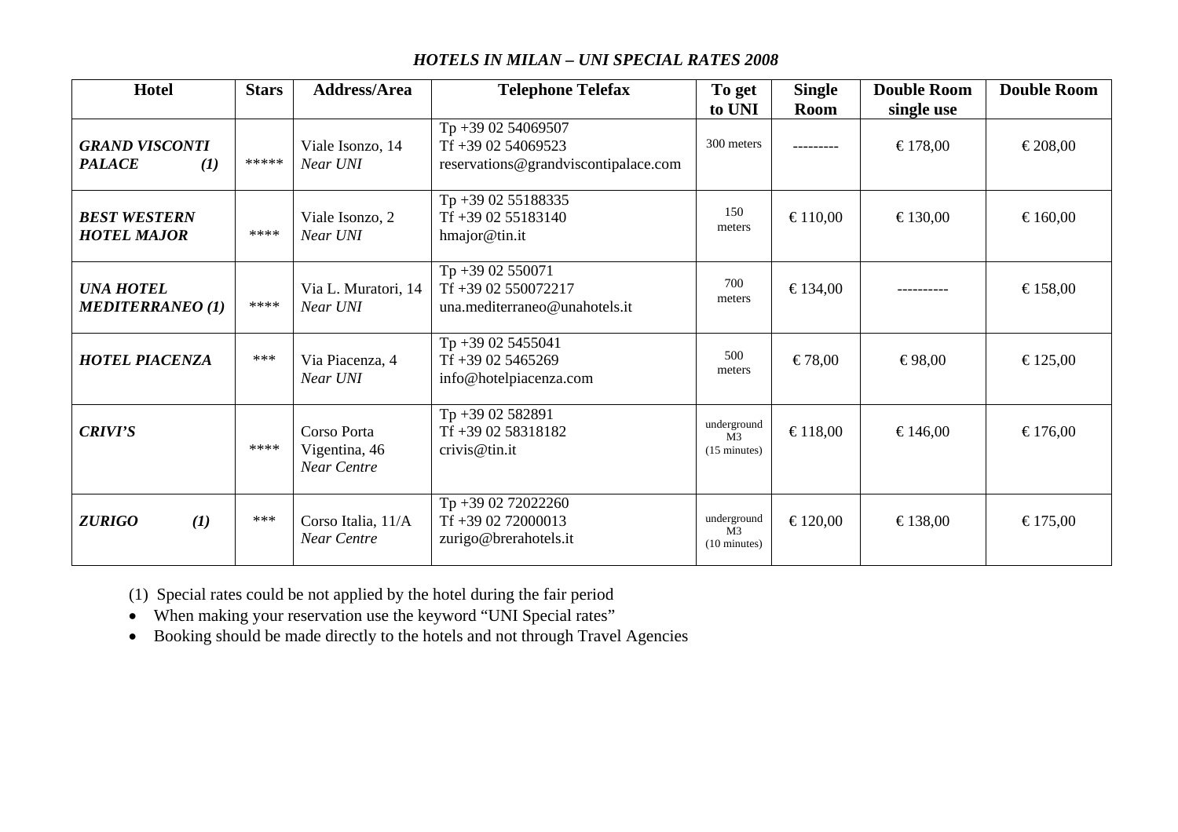# *HOTELS IN MILAN – UNI SPECIAL RATES 2008*

| Hotel | Stars | Address/Area | Telephone Telefax | To get to UNI | Single Room | Double Room single use | Double Room |
|---|---|---|---|---|---|---|---|
| ***GRAND VISCONTI PALACE (1)*** | ***** | Viale Isonzo, 14 *Near UNI* | Tp +39 02 54069507<br>Tf +39 02 54069523<br>reservations@grandviscontipalace.com | 300 meters | --------- | € 178,00 | € 208,00 |
| ***BEST WESTERN HOTEL MAJOR*** | **** | Viale Isonzo, 2 *Near UNI* | Tp +39 02 55188335<br>Tf +39 02 55183140<br>hmajor@tin.it | 150 meters | € 110,00 | € 130,00 | € 160,00 |
| ***UNA HOTEL MEDITERRANEO (1)*** | **** | Via L. Muratori, 14 *Near UNI* | Tp +39 02 550071<br>Tf +39 02 550072217<br>una.mediterraneo@unahotels.it | 700 meters | € 134,00 | ---------- | € 158,00 |
| ***HOTEL PIACENZA*** | *** | Via Piacenza, 4 *Near UNI* | Tp +39 02 5455041<br>Tf +39 02 5465269<br>info@hotelpiacenza.com | 500 meters | € 78,00 | € 98,00 | € 125,00 |
| ***CRIVI'S*** | **** | Corso Porta Vigentina, 46 *Near Centre* | Tp +39 02 582891<br>Tf +39 02 58318182<br>crivis@tin.it | underground M3 (15 minutes) | € 118,00 | € 146,00 | € 176,00 |
| ***ZURIGO (1)*** | *** | Corso Italia, 11/A *Near Centre* | Tp +39 02 72022260<br>Tf +39 02 72000013<br>zurigo@brerahotels.it | underground M3 (10 minutes) | € 120,00 | € 138,00 | € 175,00 |

(1) Special rates could be not applied by the hotel during the fair period

- When making your reservation use the keyword "UNI Special rates"
- Booking should be made directly to the hotels and not through Travel Agencies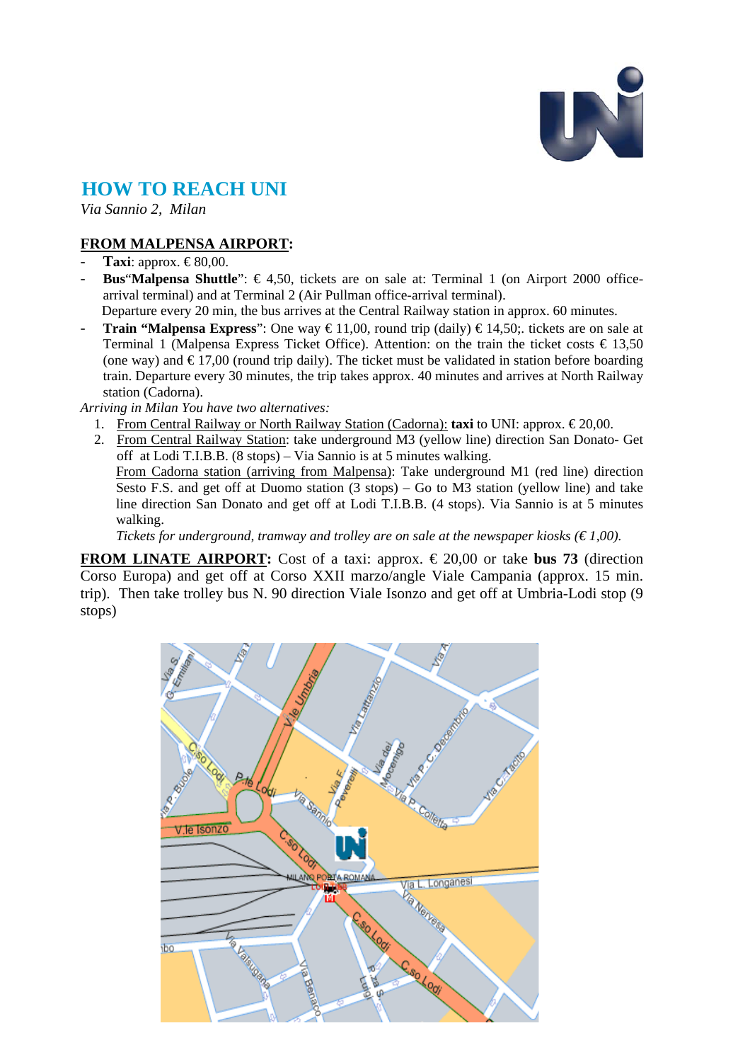# HOW TO REACH UNI

*Via Sannio 2, Milan*

**FROM MALPENSA AIRPORT:**

- **Taxi**: approx. € 80,00.
- **Bus**"**Malpensa Shuttle**": € 4,50, tickets are on sale at: Terminal 1 (on Airport 2000 office-arrival terminal) and at Terminal 2 (Air Pullman office-arrival terminal).
  Departure every 20 min, the bus arrives at the Central Railway station in approx. 60 minutes.
- **Train "Malpensa Express"**: One way € 11,00, round trip (daily) € 14,50;. tickets are on sale at Terminal 1 (Malpensa Express Ticket Office). Attention: on the train the ticket costs € 13,50 (one way) and € 17,00 (round trip daily). The ticket must be validated in station before boarding train. Departure every 30 minutes, the trip takes approx. 40 minutes and arrives at North Railway station (Cadorna).

*Arriving in Milan You have two alternatives:*

1. From Central Railway or North Railway Station (Cadorna): **taxi** to UNI: approx. € 20,00.
2. From Central Railway Station: take underground M3 (yellow line) direction San Donato- Get off at Lodi T.I.B.B. (8 stops) – Via Sannio is at 5 minutes walking.
   From Cadorna station (arriving from Malpensa): Take underground M1 (red line) direction Sesto F.S. and get off at Duomo station (3 stops) – Go to M3 station (yellow line) and take line direction San Donato and get off at Lodi T.I.B.B. (4 stops). Via Sannio is at 5 minutes walking.
   *Tickets for underground, tramway and trolley are on sale at the newspaper kiosks (€ 1,00).*

**FROM LINATE AIRPORT:** Cost of a taxi: approx. € 20,00 or take **bus 73** (direction Corso Europa) and get off at Corso XXII marzo/angle Viale Campania (approx. 15 min. trip). Then take trolley bus N. 90 direction Viale Isonzo and get off at Umbria-Lodi stop (9 stops)